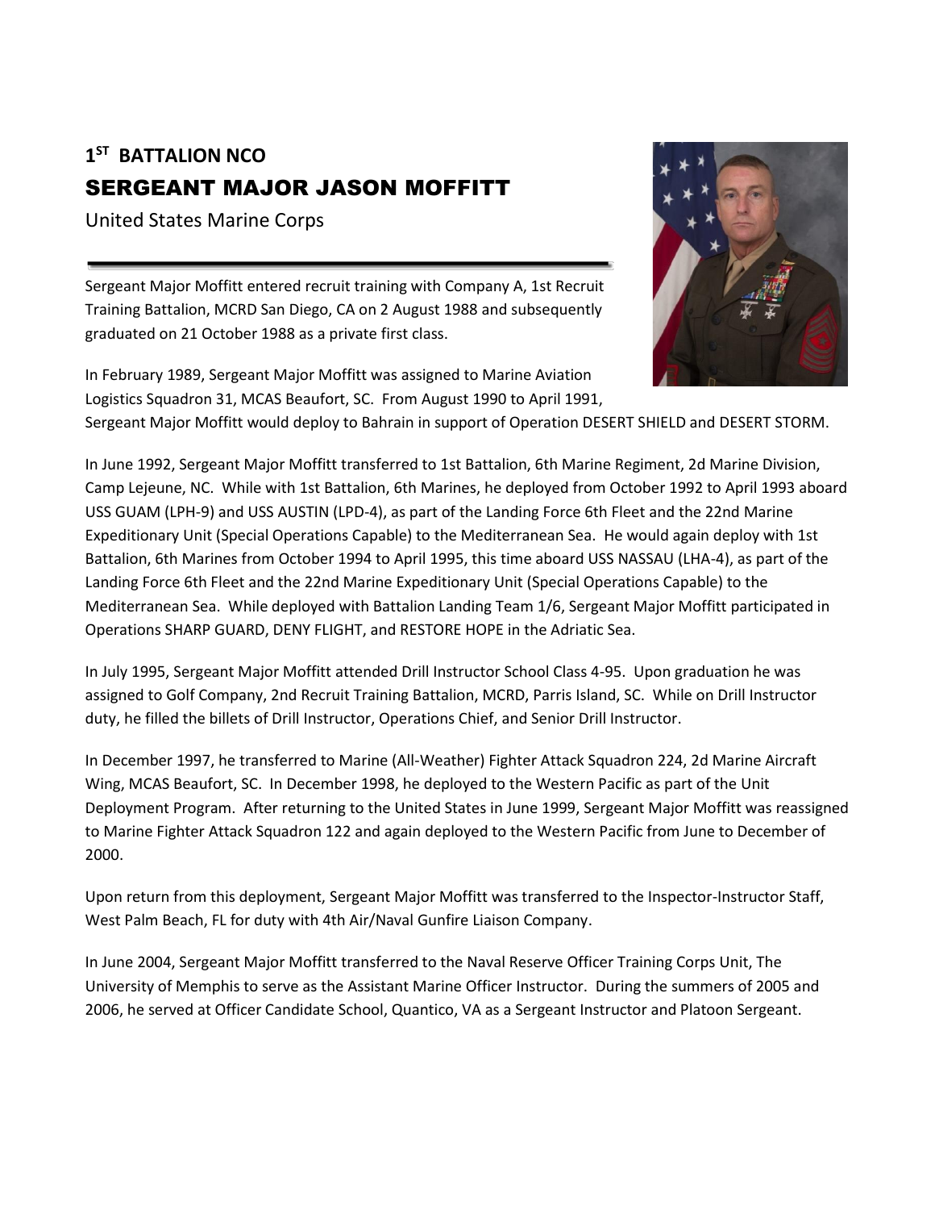# 1ST BATTALION NCO

## SERGEANT MAJOR JASON MOFFITT

United States Marine Corps

---

Sergeant Major Moffitt entered recruit training with Company A, 1st Recruit Training Battalion, MCRD San Diego, CA on 2 August 1988 and subsequently graduated on 21 October 1988 as a private first class.

In February 1989, Sergeant Major Moffitt was assigned to Marine Aviation Logistics Squadron 31, MCAS Beaufort, SC. From August 1990 to April 1991, Sergeant Major Moffitt would deploy to Bahrain in support of Operation DESERT SHIELD and DESERT STORM.

In June 1992, Sergeant Major Moffitt transferred to 1st Battalion, 6th Marine Regiment, 2d Marine Division, Camp Lejeune, NC. While with 1st Battalion, 6th Marines, he deployed from October 1992 to April 1993 aboard USS GUAM (LPH-9) and USS AUSTIN (LPD-4), as part of the Landing Force 6th Fleet and the 22nd Marine Expeditionary Unit (Special Operations Capable) to the Mediterranean Sea. He would again deploy with 1st Battalion, 6th Marines from October 1994 to April 1995, this time aboard USS NASSAU (LHA-4), as part of the Landing Force 6th Fleet and the 22nd Marine Expeditionary Unit (Special Operations Capable) to the Mediterranean Sea. While deployed with Battalion Landing Team 1/6, Sergeant Major Moffitt participated in Operations SHARP GUARD, DENY FLIGHT, and RESTORE HOPE in the Adriatic Sea.

In July 1995, Sergeant Major Moffitt attended Drill Instructor School Class 4-95. Upon graduation he was assigned to Golf Company, 2nd Recruit Training Battalion, MCRD, Parris Island, SC. While on Drill Instructor duty, he filled the billets of Drill Instructor, Operations Chief, and Senior Drill Instructor.

In December 1997, he transferred to Marine (All-Weather) Fighter Attack Squadron 224, 2d Marine Aircraft Wing, MCAS Beaufort, SC. In December 1998, he deployed to the Western Pacific as part of the Unit Deployment Program. After returning to the United States in June 1999, Sergeant Major Moffitt was reassigned to Marine Fighter Attack Squadron 122 and again deployed to the Western Pacific from June to December of 2000.

Upon return from this deployment, Sergeant Major Moffitt was transferred to the Inspector-Instructor Staff, West Palm Beach, FL for duty with 4th Air/Naval Gunfire Liaison Company.

In June 2004, Sergeant Major Moffitt transferred to the Naval Reserve Officer Training Corps Unit, The University of Memphis to serve as the Assistant Marine Officer Instructor. During the summers of 2005 and 2006, he served at Officer Candidate School, Quantico, VA as a Sergeant Instructor and Platoon Sergeant.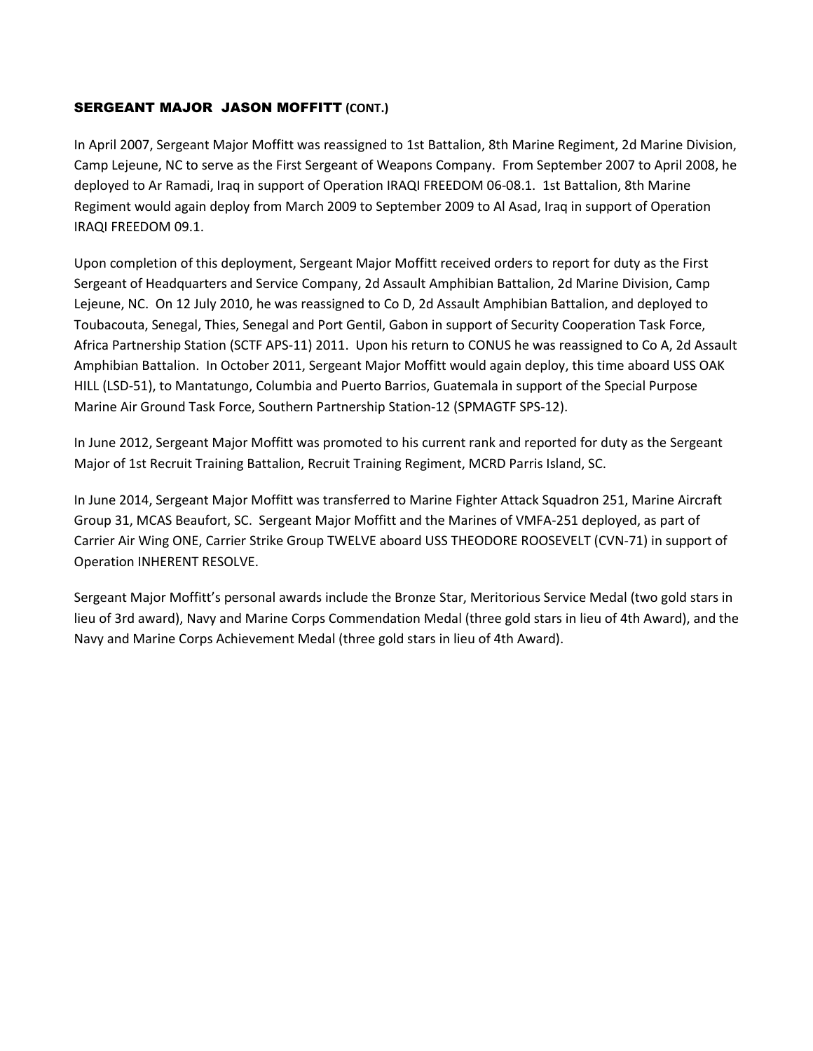## SERGEANT MAJOR JASON MOFFITT (CONT.)

In April 2007, Sergeant Major Moffitt was reassigned to 1st Battalion, 8th Marine Regiment, 2d Marine Division, Camp Lejeune, NC to serve as the First Sergeant of Weapons Company. From September 2007 to April 2008, he deployed to Ar Ramadi, Iraq in support of Operation IRAQI FREEDOM 06-08.1. 1st Battalion, 8th Marine Regiment would again deploy from March 2009 to September 2009 to Al Asad, Iraq in support of Operation IRAQI FREEDOM 09.1.

Upon completion of this deployment, Sergeant Major Moffitt received orders to report for duty as the First Sergeant of Headquarters and Service Company, 2d Assault Amphibian Battalion, 2d Marine Division, Camp Lejeune, NC. On 12 July 2010, he was reassigned to Co D, 2d Assault Amphibian Battalion, and deployed to Toubacouta, Senegal, Thies, Senegal and Port Gentil, Gabon in support of Security Cooperation Task Force, Africa Partnership Station (SCTF APS-11) 2011. Upon his return to CONUS he was reassigned to Co A, 2d Assault Amphibian Battalion. In October 2011, Sergeant Major Moffitt would again deploy, this time aboard USS OAK HILL (LSD-51), to Mantatungo, Columbia and Puerto Barrios, Guatemala in support of the Special Purpose Marine Air Ground Task Force, Southern Partnership Station-12 (SPMAGTF SPS-12).

In June 2012, Sergeant Major Moffitt was promoted to his current rank and reported for duty as the Sergeant Major of 1st Recruit Training Battalion, Recruit Training Regiment, MCRD Parris Island, SC.

In June 2014, Sergeant Major Moffitt was transferred to Marine Fighter Attack Squadron 251, Marine Aircraft Group 31, MCAS Beaufort, SC. Sergeant Major Moffitt and the Marines of VMFA-251 deployed, as part of Carrier Air Wing ONE, Carrier Strike Group TWELVE aboard USS THEODORE ROOSEVELT (CVN-71) in support of Operation INHERENT RESOLVE.

Sergeant Major Moffitt's personal awards include the Bronze Star, Meritorious Service Medal (two gold stars in lieu of 3rd award), Navy and Marine Corps Commendation Medal (three gold stars in lieu of 4th Award), and the Navy and Marine Corps Achievement Medal (three gold stars in lieu of 4th Award).